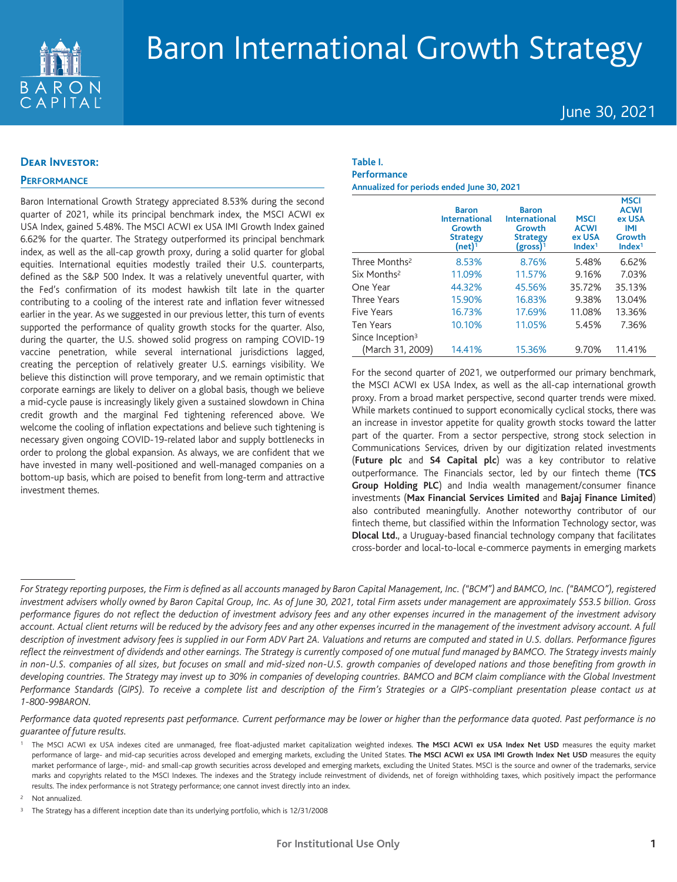# Baron International Growth Strategy

June 30, 2021

## Dear Investor:

### Performance

Baron International Growth Strategy appreciated 8.53% during the second quarter of 2021, while its principal benchmark index, the MSCI ACWI ex USA Index, gained 5.48%. The MSCI ACWI ex USA IMI Growth Index gained 6.62% for the quarter. The Strategy outperformed its principal benchmark index, as well as the all-cap growth proxy, during a solid quarter for global equities. International equities modestly trailed their U.S. counterparts, defined as the S&P 500 Index. It was a relatively uneventful quarter, with the Fed's confirmation of its modest hawkish tilt late in the quarter contributing to a cooling of the interest rate and inflation fever witnessed earlier in the year. As we suggested in our previous letter, this turn of events supported the performance of quality growth stocks for the quarter. Also, during the quarter, the U.S. showed solid progress on ramping COVID-19 vaccine penetration, while several international jurisdictions lagged, creating the perception of relatively greater U.S. earnings visibility. We believe this distinction will prove temporary, and we remain optimistic that corporate earnings are likely to deliver on a global basis, though we believe a mid-cycle pause is increasingly likely given a sustained slowdown in China credit growth and the marginal Fed tightening referenced above. We welcome the cooling of inflation expectations and believe such tightening is necessary given ongoing COVID-19-related labor and supply bottlenecks in order to prolong the global expansion. As always, we are confident that we have invested in many well-positioned and well-managed companies on a bottom-up basis, which are poised to benefit from long-term and attractive investment themes.

**Table I.**
**Performance**
**Annualized for periods ended June 30, 2021**

| | Baron International Growth Strategy (net)[1] | Baron International Growth Strategy (gross)[1] | MSCI ACWI ex USA Index[1] | MSCI ACWI ex USA IMI Growth Index[1] |
|---|---|---|---|---|
| Three Months[2] | 8.53% | 8.76% | 5.48% | 6.62% |
| Six Months[2] | 11.09% | 11.57% | 9.16% | 7.03% |
| One Year | 44.32% | 45.56% | 35.72% | 35.13% |
| Three Years | 15.90% | 16.83% | 9.38% | 13.04% |
| Five Years | 16.73% | 17.69% | 11.08% | 13.36% |
| Ten Years | 10.10% | 11.05% | 5.45% | 7.36% |
| Since Inception[3] (March 31, 2009) | 14.41% | 15.36% | 9.70% | 11.41% |

For the second quarter of 2021, we outperformed our primary benchmark, the MSCI ACWI ex USA Index, as well as the all-cap international growth proxy. From a broad market perspective, second quarter trends were mixed. While markets continued to support economically cyclical stocks, there was an increase in investor appetite for quality growth stocks toward the latter part of the quarter. From a sector perspective, strong stock selection in Communications Services, driven by our digitization related investments (**Future plc** and **S4 Capital plc**) was a key contributor to relative outperformance. The Financials sector, led by our fintech theme (**TCS Group Holding PLC**) and India wealth management/consumer finance investments (**Max Financial Services Limited** and **Bajaj Finance Limited**) also contributed meaningfully. Another noteworthy contributor of our fintech theme, but classified within the Information Technology sector, was **Dlocal Ltd.**, a Uruguay-based financial technology company that facilitates cross-border and local-to-local e-commerce payments in emerging markets

*For Strategy reporting purposes, the Firm is defined as all accounts managed by Baron Capital Management, Inc. ("BCM") and BAMCO, Inc. ("BAMCO"), registered investment advisers wholly owned by Baron Capital Group, Inc. As of June 30, 2021, total Firm assets under management are approximately $53.5 billion. Gross performance figures do not reflect the deduction of investment advisory fees and any other expenses incurred in the management of the investment advisory account. Actual client returns will be reduced by the advisory fees and any other expenses incurred in the management of the investment advisory account. A full description of investment advisory fees is supplied in our Form ADV Part 2A. Valuations and returns are computed and stated in U.S. dollars. Performance figures reflect the reinvestment of dividends and other earnings. The Strategy is currently composed of one mutual fund managed by BAMCO. The Strategy invests mainly in non-U.S. companies of all sizes, but focuses on small and mid-sized non-U.S. growth companies of developed nations and those benefiting from growth in developing countries. The Strategy may invest up to 30% in companies of developing countries. BAMCO and BCM claim compliance with the Global Investment Performance Standards (GIPS). To receive a complete list and description of the Firm's Strategies or a GIPS-compliant presentation please contact us at 1-800-99BARON.*

*Performance data quoted represents past performance. Current performance may be lower or higher than the performance data quoted. Past performance is no guarantee of future results.*

[1] The MSCI ACWI ex USA indexes cited are unmanaged, free float-adjusted market capitalization weighted indexes. **The MSCI ACWI ex USA Index Net USD** measures the equity market performance of large- and mid-cap securities across developed and emerging markets, excluding the United States. **The MSCI ACWI ex USA IMI Growth Index Net USD** measures the equity market performance of large-, mid- and small-cap growth securities across developed and emerging markets, excluding the United States. MSCI is the source and owner of the trademarks, service marks and copyrights related to the MSCI Indexes. The indexes and the Strategy include reinvestment of dividends, net of foreign withholding taxes, which positively impact the performance results. The index performance is not Strategy performance; one cannot invest directly into an index.

[2] Not annualized.

[3] The Strategy has a different inception date than its underlying portfolio, which is 12/31/2008

For Institutional Use Only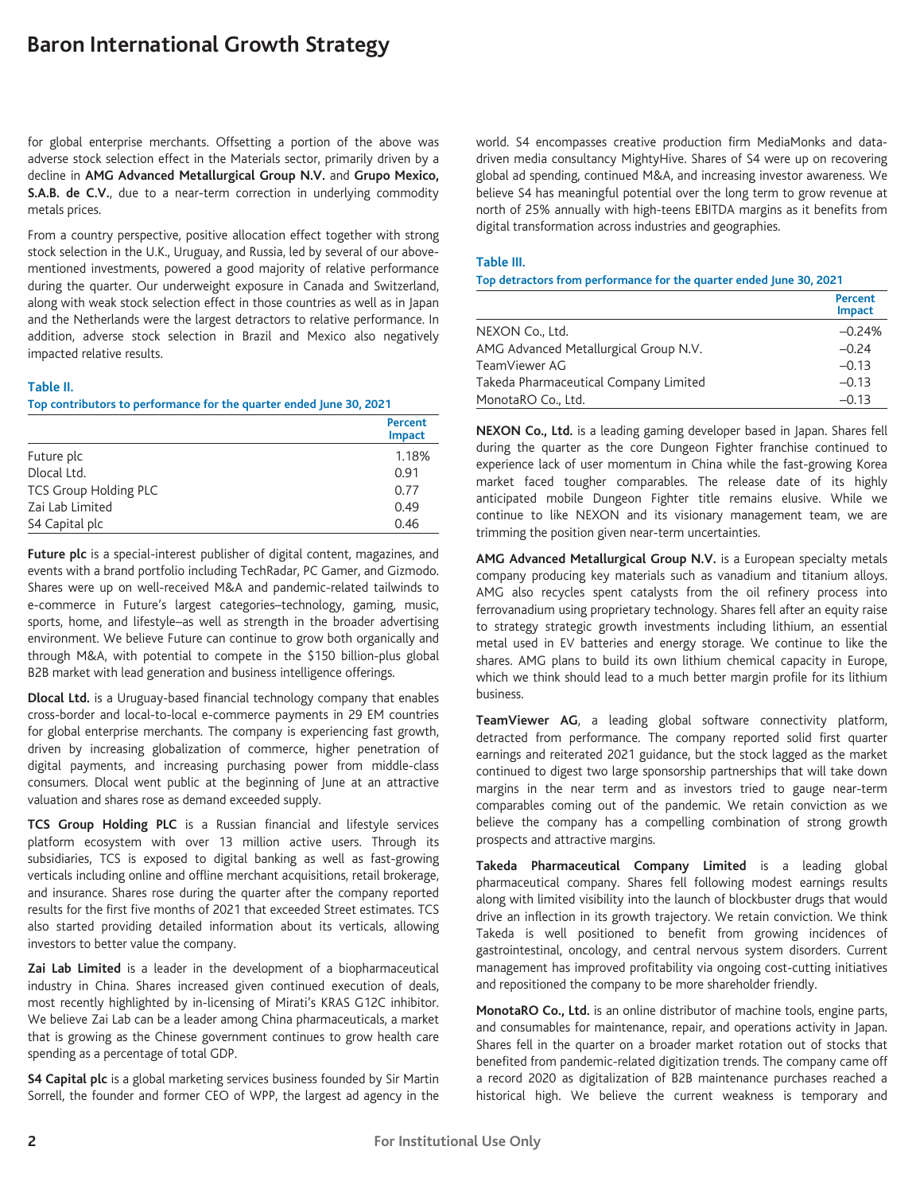for global enterprise merchants. Offsetting a portion of the above was adverse stock selection effect in the Materials sector, primarily driven by a decline in **AMG Advanced Metallurgical Group N.V.** and **Grupo Mexico, S.A.B. de C.V.**, due to a near-term correction in underlying commodity metals prices.

From a country perspective, positive allocation effect together with strong stock selection in the U.K., Uruguay, and Russia, led by several of our above-mentioned investments, powered a good majority of relative performance during the quarter. Our underweight exposure in Canada and Switzerland, along with weak stock selection effect in those countries as well as in Japan and the Netherlands were the largest detractors to relative performance. In addition, adverse stock selection in Brazil and Mexico also negatively impacted relative results.

**Table II.**

**Top contributors to performance for the quarter ended June 30, 2021**

| | Percent Impact |
|---|---|
| Future plc | 1.18% |
| Dlocal Ltd. | 0.91 |
| TCS Group Holding PLC | 0.77 |
| Zai Lab Limited | 0.49 |
| S4 Capital plc | 0.46 |

**Future plc** is a special-interest publisher of digital content, magazines, and events with a brand portfolio including TechRadar, PC Gamer, and Gizmodo. Shares were up on well-received M&A and pandemic-related tailwinds to e-commerce in Future's largest categories–technology, gaming, music, sports, home, and lifestyle–as well as strength in the broader advertising environment. We believe Future can continue to grow both organically and through M&A, with potential to compete in the $150 billion-plus global B2B market with lead generation and business intelligence offerings.

**Dlocal Ltd.** is a Uruguay-based financial technology company that enables cross-border and local-to-local e-commerce payments in 29 EM countries for global enterprise merchants. The company is experiencing fast growth, driven by increasing globalization of commerce, higher penetration of digital payments, and increasing purchasing power from middle-class consumers. Dlocal went public at the beginning of June at an attractive valuation and shares rose as demand exceeded supply.

**TCS Group Holding PLC** is a Russian financial and lifestyle services platform ecosystem with over 13 million active users. Through its subsidiaries, TCS is exposed to digital banking as well as fast-growing verticals including online and offline merchant acquisitions, retail brokerage, and insurance. Shares rose during the quarter after the company reported results for the first five months of 2021 that exceeded Street estimates. TCS also started providing detailed information about its verticals, allowing investors to better value the company.

**Zai Lab Limited** is a leader in the development of a biopharmaceutical industry in China. Shares increased given continued execution of deals, most recently highlighted by in-licensing of Mirati's KRAS G12C inhibitor. We believe Zai Lab can be a leader among China pharmaceuticals, a market that is growing as the Chinese government continues to grow health care spending as a percentage of total GDP.

**S4 Capital plc** is a global marketing services business founded by Sir Martin Sorrell, the founder and former CEO of WPP, the largest ad agency in the world. S4 encompasses creative production firm MediaMonks and data-driven media consultancy MightyHive. Shares of S4 were up on recovering global ad spending, continued M&A, and increasing investor awareness. We believe S4 has meaningful potential over the long term to grow revenue at north of 25% annually with high-teens EBITDA margins as it benefits from digital transformation across industries and geographies.

**Table III.**

**Top detractors from performance for the quarter ended June 30, 2021**

| | Percent Impact |
|---|---|
| NEXON Co., Ltd. | –0.24% |
| AMG Advanced Metallurgical Group N.V. | –0.24 |
| TeamViewer AG | –0.13 |
| Takeda Pharmaceutical Company Limited | –0.13 |
| MonotaRO Co., Ltd. | –0.13 |

**NEXON Co., Ltd.** is a leading gaming developer based in Japan. Shares fell during the quarter as the core Dungeon Fighter franchise continued to experience lack of user momentum in China while the fast-growing Korea market faced tougher comparables. The release date of its highly anticipated mobile Dungeon Fighter title remains elusive. While we continue to like NEXON and its visionary management team, we are trimming the position given near-term uncertainties.

**AMG Advanced Metallurgical Group N.V.** is a European specialty metals company producing key materials such as vanadium and titanium alloys. AMG also recycles spent catalysts from the oil refinery process into ferrovanadium using proprietary technology. Shares fell after an equity raise to strategy strategic growth investments including lithium, an essential metal used in EV batteries and energy storage. We continue to like the shares. AMG plans to build its own lithium chemical capacity in Europe, which we think should lead to a much better margin profile for its lithium business.

**TeamViewer AG**, a leading global software connectivity platform, detracted from performance. The company reported solid first quarter earnings and reiterated 2021 guidance, but the stock lagged as the market continued to digest two large sponsorship partnerships that will take down margins in the near term and as investors tried to gauge near-term comparables coming out of the pandemic. We retain conviction as we believe the company has a compelling combination of strong growth prospects and attractive margins.

**Takeda Pharmaceutical Company Limited** is a leading global pharmaceutical company. Shares fell following modest earnings results along with limited visibility into the launch of blockbuster drugs that would drive an inflection in its growth trajectory. We retain conviction. We think Takeda is well positioned to benefit from growing incidences of gastrointestinal, oncology, and central nervous system disorders. Current management has improved profitability via ongoing cost-cutting initiatives and repositioned the company to be more shareholder friendly.

**MonotaRO Co., Ltd.** is an online distributor of machine tools, engine parts, and consumables for maintenance, repair, and operations activity in Japan. Shares fell in the quarter on a broader market rotation out of stocks that benefited from pandemic-related digitization trends. The company came off a record 2020 as digitalization of B2B maintenance purchases reached a historical high. We believe the current weakness is temporary and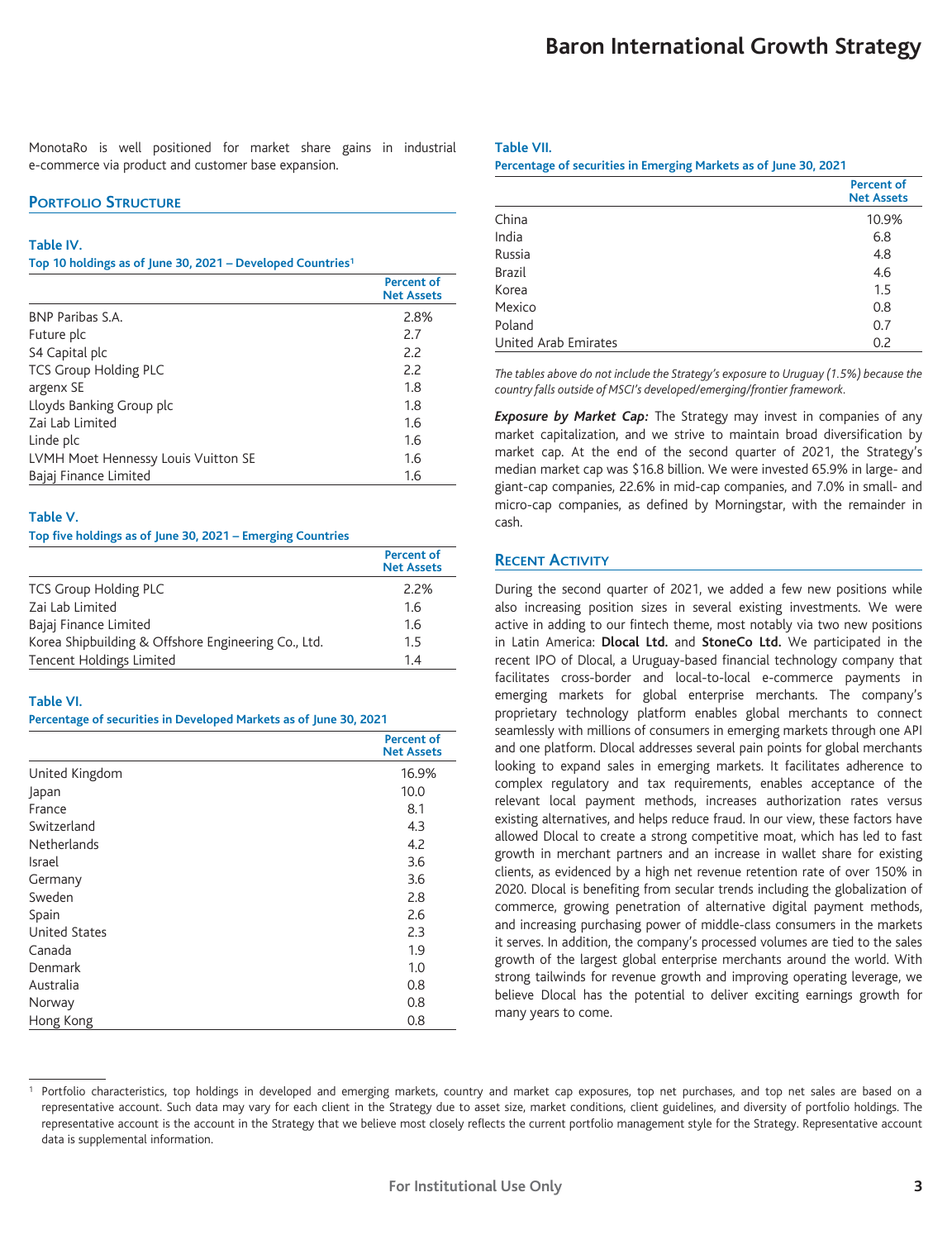MonotaRo is well positioned for market share gains in industrial e-commerce via product and customer base expansion.

## Portfolio Structure

**Table IV.**
**Top 10 holdings as of June 30, 2021 – Developed Countries**[1]

| | Percent of Net Assets |
|---|---|
| BNP Paribas S.A. | 2.8% |
| Future plc | 2.7 |
| S4 Capital plc | 2.2 |
| TCS Group Holding PLC | 2.2 |
| argenx SE | 1.8 |
| Lloyds Banking Group plc | 1.8 |
| Zai Lab Limited | 1.6 |
| Linde plc | 1.6 |
| LVMH Moet Hennessy Louis Vuitton SE | 1.6 |
| Bajaj Finance Limited | 1.6 |

**Table V.**
**Top five holdings as of June 30, 2021 – Emerging Countries**

| | Percent of Net Assets |
|---|---|
| TCS Group Holding PLC | 2.2% |
| Zai Lab Limited | 1.6 |
| Bajaj Finance Limited | 1.6 |
| Korea Shipbuilding & Offshore Engineering Co., Ltd. | 1.5 |
| Tencent Holdings Limited | 1.4 |

**Table VI.**
**Percentage of securities in Developed Markets as of June 30, 2021**

| | Percent of Net Assets |
|---|---|
| United Kingdom | 16.9% |
| Japan | 10.0 |
| France | 8.1 |
| Switzerland | 4.3 |
| Netherlands | 4.2 |
| Israel | 3.6 |
| Germany | 3.6 |
| Sweden | 2.8 |
| Spain | 2.6 |
| United States | 2.3 |
| Canada | 1.9 |
| Denmark | 1.0 |
| Australia | 0.8 |
| Norway | 0.8 |
| Hong Kong | 0.8 |

**Table VII.**
**Percentage of securities in Emerging Markets as of June 30, 2021**

| | Percent of Net Assets |
|---|---|
| China | 10.9% |
| India | 6.8 |
| Russia | 4.8 |
| Brazil | 4.6 |
| Korea | 1.5 |
| Mexico | 0.8 |
| Poland | 0.7 |
| United Arab Emirates | 0.2 |

*The tables above do not include the Strategy's exposure to Uruguay (1.5%) because the country falls outside of MSCI's developed/emerging/frontier framework.*

***Exposure by Market Cap:*** The Strategy may invest in companies of any market capitalization, and we strive to maintain broad diversification by market cap. At the end of the second quarter of 2021, the Strategy's median market cap was $16.8 billion. We were invested 65.9% in large- and giant-cap companies, 22.6% in mid-cap companies, and 7.0% in small- and micro-cap companies, as defined by Morningstar, with the remainder in cash.

## Recent Activity

During the second quarter of 2021, we added a few new positions while also increasing position sizes in several existing investments. We were active in adding to our fintech theme, most notably via two new positions in Latin America: **Dlocal Ltd.** and **StoneCo Ltd.** We participated in the recent IPO of Dlocal, a Uruguay-based financial technology company that facilitates cross-border and local-to-local e-commerce payments in emerging markets for global enterprise merchants. The company's proprietary technology platform enables global merchants to connect seamlessly with millions of consumers in emerging markets through one API and one platform. Dlocal addresses several pain points for global merchants looking to expand sales in emerging markets. It facilitates adherence to complex regulatory and tax requirements, enables acceptance of the relevant local payment methods, increases authorization rates versus existing alternatives, and helps reduce fraud. In our view, these factors have allowed Dlocal to create a strong competitive moat, which has led to fast growth in merchant partners and an increase in wallet share for existing clients, as evidenced by a high net revenue retention rate of over 150% in 2020. Dlocal is benefiting from secular trends including the globalization of commerce, growing penetration of alternative digital payment methods, and increasing purchasing power of middle-class consumers in the markets it serves. In addition, the company's processed volumes are tied to the sales growth of the largest global enterprise merchants around the world. With strong tailwinds for revenue growth and improving operating leverage, we believe Dlocal has the potential to deliver exciting earnings growth for many years to come.

[1] Portfolio characteristics, top holdings in developed and emerging markets, country and market cap exposures, top net purchases, and top net sales are based on a representative account. Such data may vary for each client in the Strategy due to asset size, market conditions, client guidelines, and diversity of portfolio holdings. The representative account is the account in the Strategy that we believe most closely reflects the current portfolio management style for the Strategy. Representative account data is supplemental information.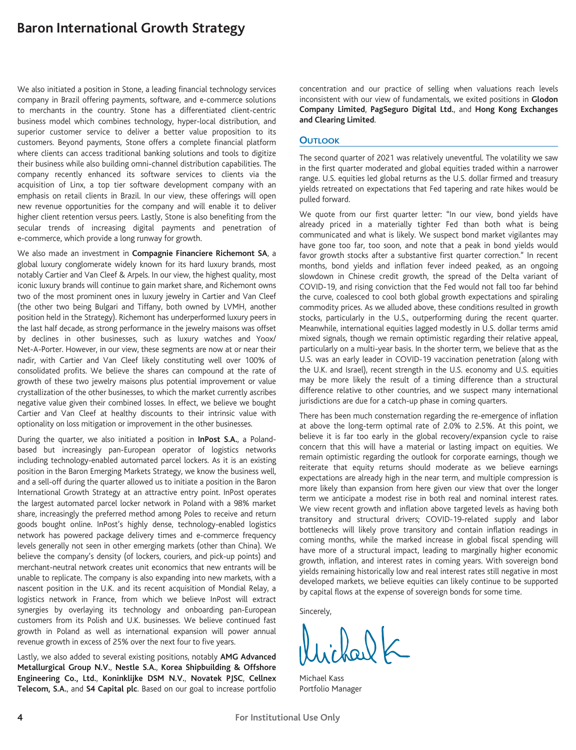We also initiated a position in Stone, a leading financial technology services company in Brazil offering payments, software, and e-commerce solutions to merchants in the country. Stone has a differentiated client-centric business model which combines technology, hyper-local distribution, and superior customer service to deliver a better value proposition to its customers. Beyond payments, Stone offers a complete financial platform where clients can access traditional banking solutions and tools to digitize their business while also building omni-channel distribution capabilities. The company recently enhanced its software services to clients via the acquisition of Linx, a top tier software development company with an emphasis on retail clients in Brazil. In our view, these offerings will open new revenue opportunities for the company and will enable it to deliver higher client retention versus peers. Lastly, Stone is also benefiting from the secular trends of increasing digital payments and penetration of e-commerce, which provide a long runway for growth.

We also made an investment in **Compagnie Financiere Richemont SA**, a global luxury conglomerate widely known for its hard luxury brands, most notably Cartier and Van Cleef & Arpels. In our view, the highest quality, most iconic luxury brands will continue to gain market share, and Richemont owns two of the most prominent ones in luxury jewelry in Cartier and Van Cleef (the other two being Bulgari and Tiffany, both owned by LVMH, another position held in the Strategy). Richemont has underperformed luxury peers in the last half decade, as strong performance in the jewelry maisons was offset by declines in other businesses, such as luxury watches and Yoox/ Net-A-Porter. However, in our view, these segments are now at or near their nadir, with Cartier and Van Cleef likely constituting well over 100% of consolidated profits. We believe the shares can compound at the rate of growth of these two jewelry maisons plus potential improvement or value crystallization of the other businesses, to which the market currently ascribes negative value given their combined losses. In effect, we believe we bought Cartier and Van Cleef at healthy discounts to their intrinsic value with optionality on loss mitigation or improvement in the other businesses.

During the quarter, we also initiated a position in **InPost S.A.**, a Poland-based but increasingly pan-European operator of logistics networks including technology-enabled automated parcel lockers. As it is an existing position in the Baron Emerging Markets Strategy, we know the business well, and a sell-off during the quarter allowed us to initiate a position in the Baron International Growth Strategy at an attractive entry point. InPost operates the largest automated parcel locker network in Poland with a 98% market share, increasingly the preferred method among Poles to receive and return goods bought online. InPost's highly dense, technology-enabled logistics network has powered package delivery times and e-commerce frequency levels generally not seen in other emerging markets (other than China). We believe the company's density (of lockers, couriers, and pick-up points) and merchant-neutral network creates unit economics that new entrants will be unable to replicate. The company is also expanding into new markets, with a nascent position in the U.K. and its recent acquisition of Mondial Relay, a logistics network in France, from which we believe InPost will extract synergies by overlaying its technology and onboarding pan-European customers from its Polish and U.K. businesses. We believe continued fast growth in Poland as well as international expansion will power annual revenue growth in excess of 25% over the next four to five years.

Lastly, we also added to several existing positions, notably **AMG Advanced Metallurgical Group N.V.**, **Nestle S.A.**, **Korea Shipbuilding & Offshore Engineering Co., Ltd.**, **Koninklijke DSM N.V.**, **Novatek PJSC**, **Cellnex Telecom, S.A.**, and **S4 Capital plc**. Based on our goal to increase portfolio concentration and our practice of selling when valuations reach levels inconsistent with our view of fundamentals, we exited positions in **Glodon Company Limited**, **PagSeguro Digital Ltd.**, and **Hong Kong Exchanges and Clearing Limited**.

## Outlook

The second quarter of 2021 was relatively uneventful. The volatility we saw in the first quarter moderated and global equities traded within a narrower range. U.S. equities led global returns as the U.S. dollar firmed and treasury yields retreated on expectations that Fed tapering and rate hikes would be pulled forward.

We quote from our first quarter letter: "In our view, bond yields have already priced in a materially tighter Fed than both what is being communicated and what is likely. We suspect bond market vigilantes may have gone too far, too soon, and note that a peak in bond yields would favor growth stocks after a substantive first quarter correction." In recent months, bond yields and inflation fever indeed peaked, as an ongoing slowdown in Chinese credit growth, the spread of the Delta variant of COVID-19, and rising conviction that the Fed would not fall too far behind the curve, coalesced to cool both global growth expectations and spiraling commodity prices. As we alluded above, these conditions resulted in growth stocks, particularly in the U.S., outperforming during the recent quarter. Meanwhile, international equities lagged modestly in U.S. dollar terms amid mixed signals, though we remain optimistic regarding their relative appeal, particularly on a multi-year basis. In the shorter term, we believe that as the U.S. was an early leader in COVID-19 vaccination penetration (along with the U.K. and Israel), recent strength in the U.S. economy and U.S. equities may be more likely the result of a timing difference than a structural difference relative to other countries, and we suspect many international jurisdictions are due for a catch-up phase in coming quarters.

There has been much consternation regarding the re-emergence of inflation at above the long-term optimal rate of 2.0% to 2.5%. At this point, we believe it is far too early in the global recovery/expansion cycle to raise concern that this will have a material or lasting impact on equities. We remain optimistic regarding the outlook for corporate earnings, though we reiterate that equity returns should moderate as we believe earnings expectations are already high in the near term, and multiple compression is more likely than expansion from here given our view that over the longer term we anticipate a modest rise in both real and nominal interest rates. We view recent growth and inflation above targeted levels as having both transitory and structural drivers; COVID-19-related supply and labor bottlenecks will likely prove transitory and contain inflation readings in coming months, while the marked increase in global fiscal spending will have more of a structural impact, leading to marginally higher economic growth, inflation, and interest rates in coming years. With sovereign bond yields remaining historically low and real interest rates still negative in most developed markets, we believe equities can likely continue to be supported by capital flows at the expense of sovereign bonds for some time.

Sincerely,

Michael Kass
Portfolio Manager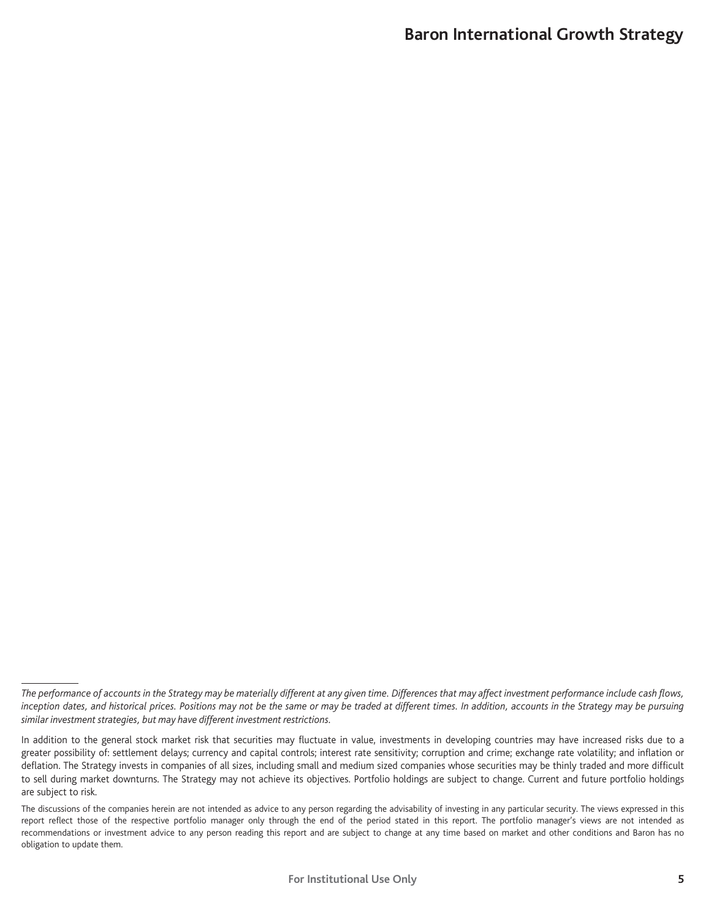*The performance of accounts in the Strategy may be materially different at any given time. Differences that may affect investment performance include cash flows, inception dates, and historical prices. Positions may not be the same or may be traded at different times. In addition, accounts in the Strategy may be pursuing similar investment strategies, but may have different investment restrictions.*

In addition to the general stock market risk that securities may fluctuate in value, investments in developing countries may have increased risks due to a greater possibility of: settlement delays; currency and capital controls; interest rate sensitivity; corruption and crime; exchange rate volatility; and inflation or deflation. The Strategy invests in companies of all sizes, including small and medium sized companies whose securities may be thinly traded and more difficult to sell during market downturns. The Strategy may not achieve its objectives. Portfolio holdings are subject to change. Current and future portfolio holdings are subject to risk.

The discussions of the companies herein are not intended as advice to any person regarding the advisability of investing in any particular security. The views expressed in this report reflect those of the respective portfolio manager only through the end of the period stated in this report. The portfolio manager's views are not intended as recommendations or investment advice to any person reading this report and are subject to change at any time based on market and other conditions and Baron has no obligation to update them.